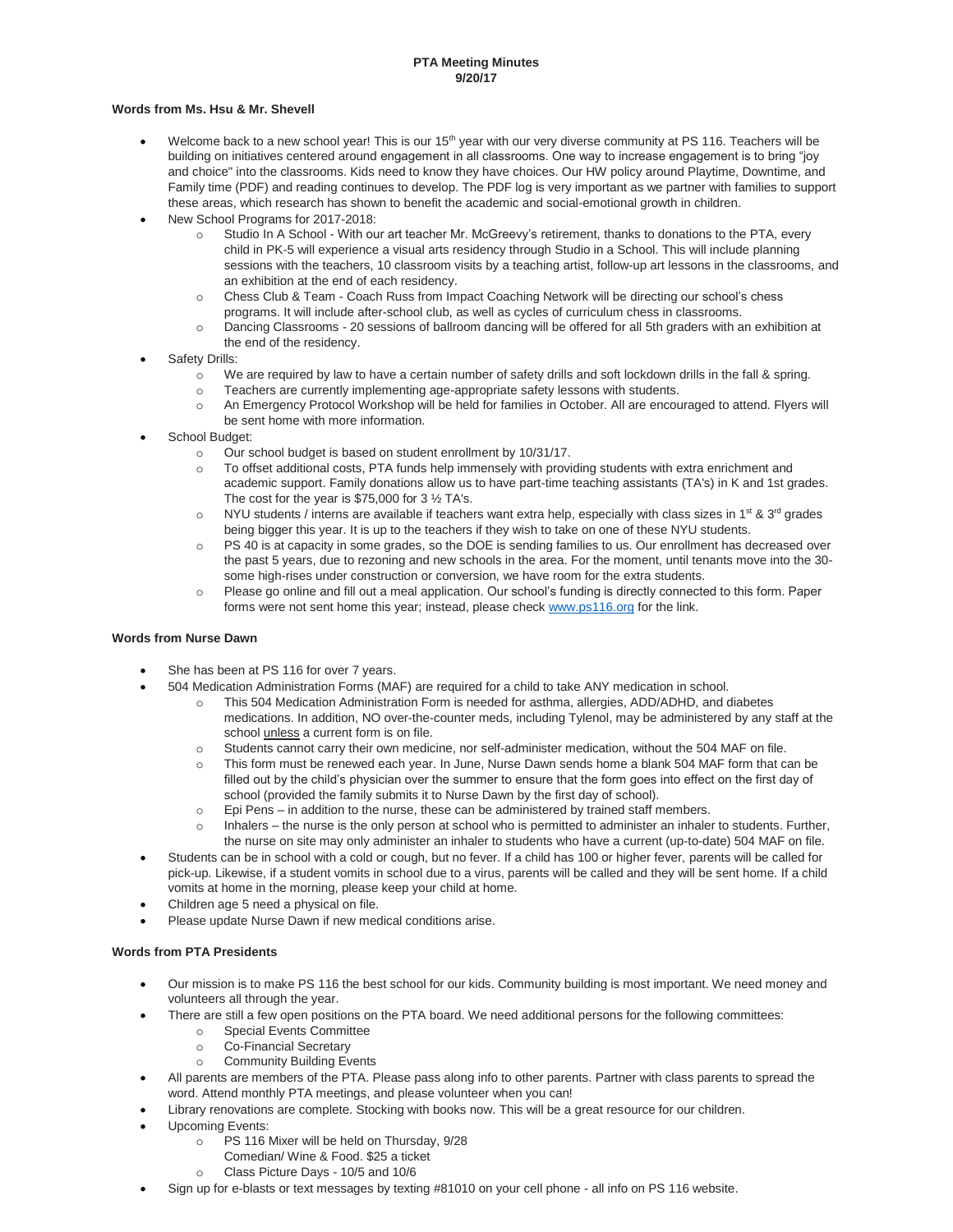# PTA Meeting Minutes
**9/20/17**

### Words from Ms. Hsu & Mr. Shevell

- Welcome back to a new school year! This is our 15th year with our very diverse community at PS 116. Teachers will be building on initiatives centered around engagement in all classrooms. One way to increase engagement is to bring "joy and choice" into the classrooms. Kids need to know they have choices. Our HW policy around Playtime, Downtime, and Family time (PDF) and reading continues to develop. The PDF log is very important as we partner with families to support these areas, which research has shown to benefit the academic and social-emotional growth in children.
- New School Programs for 2017-2018:
  - Studio In A School - With our art teacher Mr. McGreevy's retirement, thanks to donations to the PTA, every child in PK-5 will experience a visual arts residency through Studio in a School. This will include planning sessions with the teachers, 10 classroom visits by a teaching artist, follow-up art lessons in the classrooms, and an exhibition at the end of each residency.
  - Chess Club & Team - Coach Russ from Impact Coaching Network will be directing our school's chess programs. It will include after-school club, as well as cycles of curriculum chess in classrooms.
  - Dancing Classrooms - 20 sessions of ballroom dancing will be offered for all 5th graders with an exhibition at the end of the residency.
- Safety Drills:
  - We are required by law to have a certain number of safety drills and soft lockdown drills in the fall & spring.
  - Teachers are currently implementing age-appropriate safety lessons with students.
  - An Emergency Protocol Workshop will be held for families in October. All are encouraged to attend. Flyers will be sent home with more information.
- School Budget:
  - Our school budget is based on student enrollment by 10/31/17.
  - To offset additional costs, PTA funds help immensely with providing students with extra enrichment and academic support. Family donations allow us to have part-time teaching assistants (TA's) in K and 1st grades. The cost for the year is $75,000 for 3 ½ TA's.
  - NYU students / interns are available if teachers want extra help, especially with class sizes in 1st & 3rd grades being bigger this year. It is up to the teachers if they wish to take on one of these NYU students.
  - PS 40 is at capacity in some grades, so the DOE is sending families to us. Our enrollment has decreased over the past 5 years, due to rezoning and new schools in the area. For the moment, until tenants move into the 30-some high-rises under construction or conversion, we have room for the extra students.
  - Please go online and fill out a meal application. Our school's funding is directly connected to this form. Paper forms were not sent home this year; instead, please check www.ps116.org for the link.

### Words from Nurse Dawn

- She has been at PS 116 for over 7 years.
- 504 Medication Administration Forms (MAF) are required for a child to take ANY medication in school.
  - This 504 Medication Administration Form is needed for asthma, allergies, ADD/ADHD, and diabetes medications. In addition, NO over-the-counter meds, including Tylenol, may be administered by any staff at the school unless a current form is on file.
  - Students cannot carry their own medicine, nor self-administer medication, without the 504 MAF on file.
  - This form must be renewed each year. In June, Nurse Dawn sends home a blank 504 MAF form that can be filled out by the child's physician over the summer to ensure that the form goes into effect on the first day of school (provided the family submits it to Nurse Dawn by the first day of school).
  - Epi Pens – in addition to the nurse, these can be administered by trained staff members.
  - Inhalers – the nurse is the only person at school who is permitted to administer an inhaler to students. Further, the nurse on site may only administer an inhaler to students who have a current (up-to-date) 504 MAF on file.
- Students can be in school with a cold or cough, but no fever. If a child has 100 or higher fever, parents will be called for pick-up. Likewise, if a student vomits in school due to a virus, parents will be called and they will be sent home. If a child vomits at home in the morning, please keep your child at home.
- Children age 5 need a physical on file.
- Please update Nurse Dawn if new medical conditions arise.

### Words from PTA Presidents

- Our mission is to make PS 116 the best school for our kids. Community building is most important. We need money and volunteers all through the year.
- There are still a few open positions on the PTA board. We need additional persons for the following committees:
  - Special Events Committee
  - Co-Financial Secretary
  - Community Building Events
- All parents are members of the PTA. Please pass along info to other parents. Partner with class parents to spread the word. Attend monthly PTA meetings, and please volunteer when you can!
- Library renovations are complete. Stocking with books now. This will be a great resource for our children.
- Upcoming Events:
  - PS 116 Mixer will be held on Thursday, 9/28
    Comedian/ Wine & Food. $25 a ticket
  - Class Picture Days - 10/5 and 10/6
- Sign up for e-blasts or text messages by texting #81010 on your cell phone - all info on PS 116 website.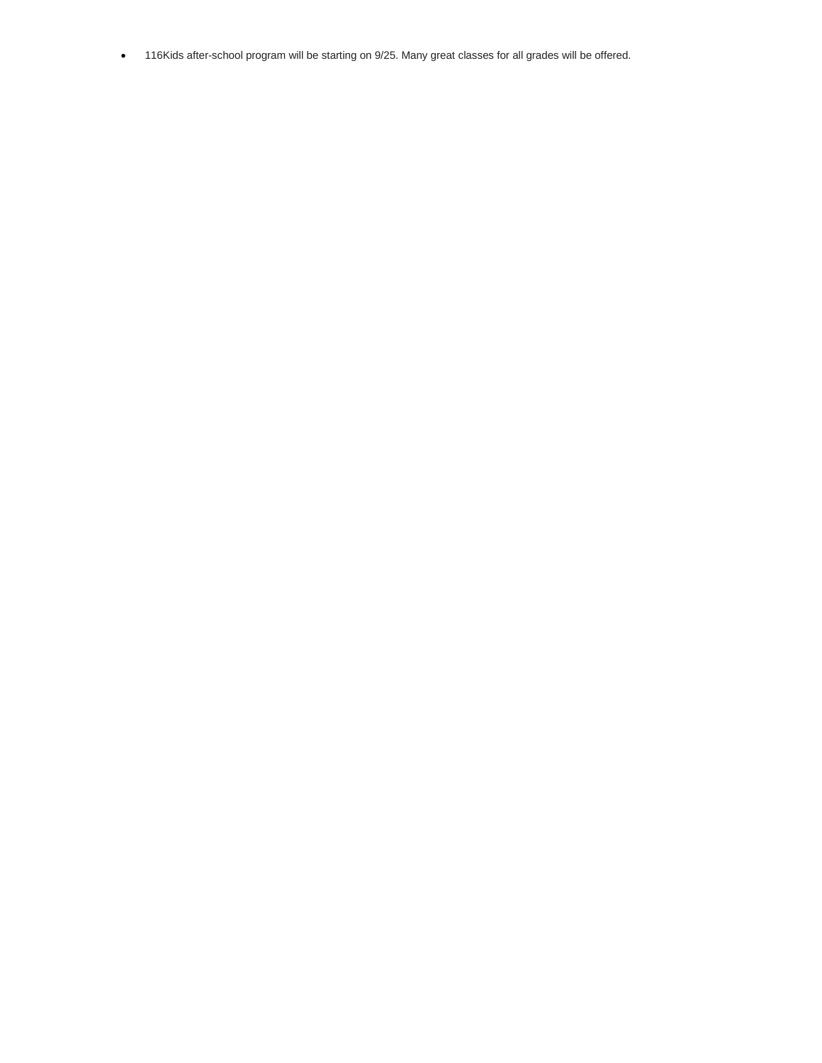- 116Kids after-school program will be starting on 9/25. Many great classes for all grades will be offered.